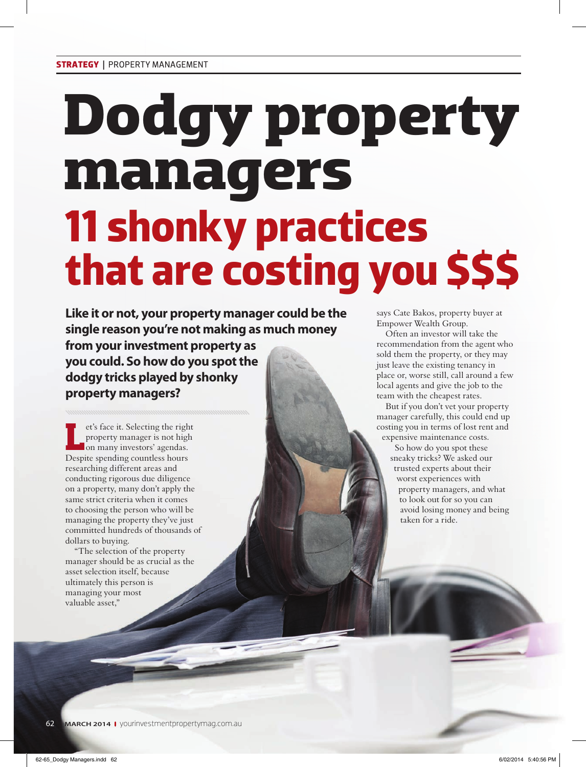STRATEGY | PROPERTY MANAGEMENT

# Dodgy property managers

## 11 shonky practices that are costing you $$$

**Like it or not, your property manager could be the single reason you're not making as much money from your investment property as you could. So how do you spot the dodgy tricks played by shonky property managers?**

Let's face it. Selecting the right property manager is not high on many investors' agendas. Despite spending countless hours researching different areas and conducting rigorous due diligence on a property, many don't apply the same strict criteria when it comes to choosing the person who will be managing the property they've just committed hundreds of thousands of dollars to buying.

"The selection of the property manager should be as crucial as the asset selection itself, because ultimately this person is managing your most valuable asset," says Cate Bakos, property buyer at Empower Wealth Group.

Often an investor will take the recommendation from the agent who sold them the property, or they may just leave the existing tenancy in place or, worse still, call around a few local agents and give the job to the team with the cheapest rates.

But if you don't vet your property manager carefully, this could end up costing you in terms of lost rent and expensive maintenance costs.

So how do you spot these sneaky tricks? We asked our trusted experts about their worst experiences with property managers, and what to look out for so you can avoid losing money and being taken for a ride.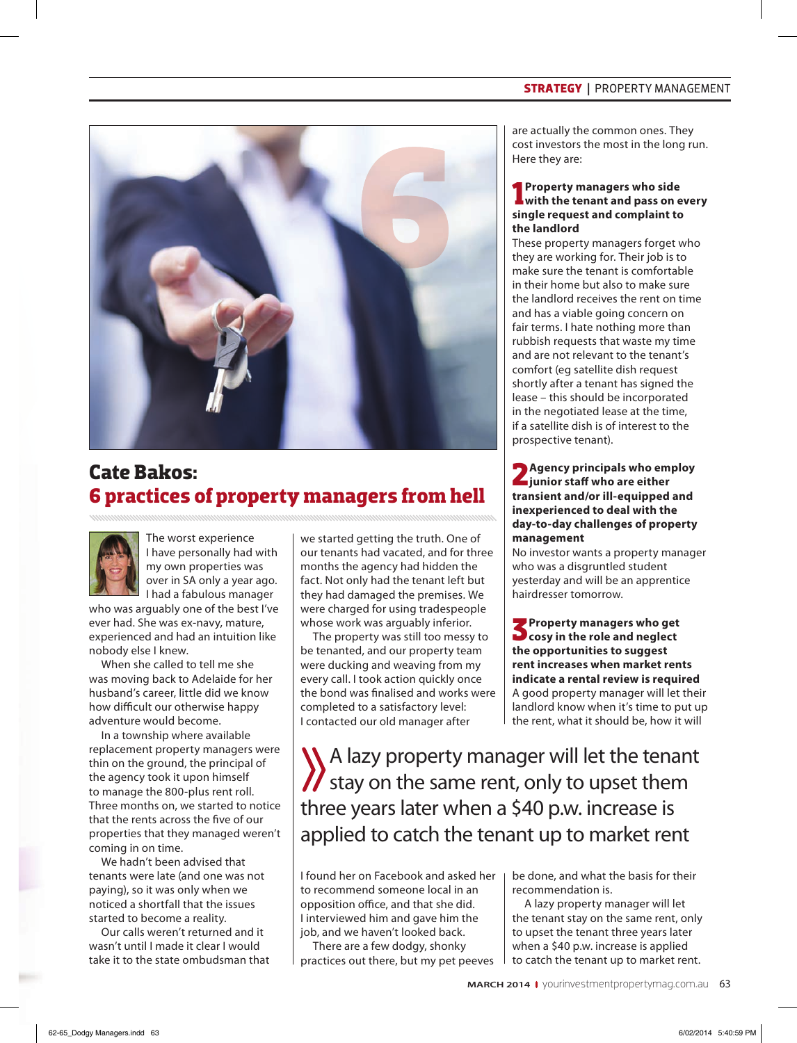# Cate Bakos: 6 practices of property managers from hell

The worst experience I have personally had with my own properties was over in SA only a year ago. I had a fabulous manager who was arguably one of the best I've ever had. She was ex-navy, mature, experienced and had an intuition like nobody else I knew.

When she called to tell me she was moving back to Adelaide for her husband's career, little did we know how difficult our otherwise happy adventure would become.

In a township where available replacement property managers were thin on the ground, the principal of the agency took it upon himself to manage the 800-plus rent roll. Three months on, we started to notice that the rents across the five of our properties that they managed weren't coming in on time.

We hadn't been advised that tenants were late (and one was not paying), so it was only when we noticed a shortfall that the issues started to become a reality.

Our calls weren't returned and it wasn't until I made it clear I would take it to the state ombudsman that we started getting the truth. One of our tenants had vacated, and for three months the agency had hidden the fact. Not only had the tenant left but they had damaged the premises. We were charged for using tradespeople whose work was arguably inferior.

The property was still too messy to be tenanted, and our property team were ducking and weaving from my every call. I took action quickly once the bond was finalised and works were completed to a satisfactory level: I contacted our old manager after I found her on Facebook and asked her to recommend someone local in an opposition office, and that she did. I interviewed him and gave him the job, and we haven't looked back.

There are a few dodgy, shonky practices out there, but my pet peeves are actually the common ones. They cost investors the most in the long run. Here they are:

### 1 Property managers who side with the tenant and pass on every single request and complaint to the landlord

These property managers forget who they are working for. Their job is to make sure the tenant is comfortable in their home but also to make sure the landlord receives the rent on time and has a viable going concern on fair terms. I hate nothing more than rubbish requests that waste my time and are not relevant to the tenant's comfort (eg satellite dish request shortly after a tenant has signed the lease – this should be incorporated in the negotiated lease at the time, if a satellite dish is of interest to the prospective tenant).

### 2 Agency principals who employ junior staff who are either transient and/or ill-equipped and inexperienced to deal with the day-to-day challenges of property management

No investor wants a property manager who was a disgruntled student yesterday and will be an apprentice hairdresser tomorrow.

### 3 Property managers who get cosy in the role and neglect the opportunities to suggest rent increases when market rents indicate a rental review is required

A good property manager will let their landlord know when it's time to put up the rent, what it should be, how it will be done, and what the basis for their recommendation is.

> A lazy property manager will let the tenant stay on the same rent, only to upset them three years later when a $40 p.w. increase is applied to catch the tenant up to market rent

A lazy property manager will let the tenant stay on the same rent, only to upset the tenant three years later when a $40 p.w. increase is applied to catch the tenant up to market rent.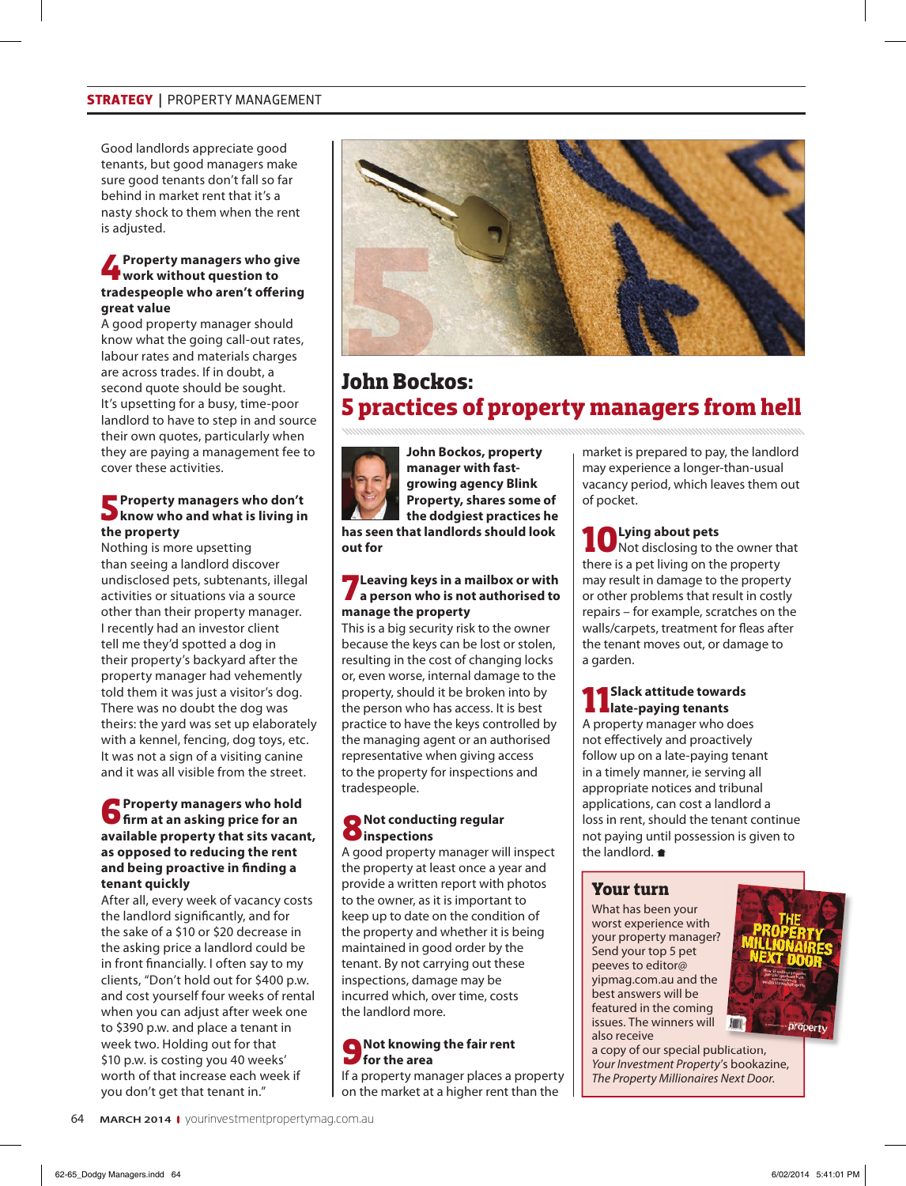Good landlords appreciate good tenants, but good managers make sure good tenants don't fall so far behind in market rent that it's a nasty shock to them when the rent is adjusted.

**4 Property managers who give work without question to tradespeople who aren't offering great value**

A good property manager should know what the going call-out rates, labour rates and materials charges are across trades. If in doubt, a second quote should be sought. It's upsetting for a busy, time-poor landlord to have to step in and source their own quotes, particularly when they are paying a management fee to cover these activities.

**5 Property managers who don't know who and what is living in the property**

Nothing is more upsetting than seeing a landlord discover undisclosed pets, subtenants, illegal activities or situations via a source other than their property manager. I recently had an investor client tell me they'd spotted a dog in their property's backyard after the property manager had vehemently told them it was just a visitor's dog. There was no doubt the dog was theirs: the yard was set up elaborately with a kennel, fencing, dog toys, etc. It was not a sign of a visiting canine and it was all visible from the street.

**6 Property managers who hold firm at an asking price for an available property that sits vacant, as opposed to reducing the rent and being proactive in finding a tenant quickly**

After all, every week of vacancy costs the landlord significantly, and for the sake of a $10 or $20 decrease in the asking price a landlord could be in front financially. I often say to my clients, "Don't hold out for $400 p.w. and cost yourself four weeks of rental when you can adjust after week one to $390 p.w. and place a tenant in week two. Holding out for that $10 p.w. is costing you 40 weeks' worth of that increase each week if you don't get that tenant in."

# John Bockos:
# 5 practices of property managers from hell

**John Bockos, property manager with fast-growing agency Blink Property, shares some of the dodgiest practices he has seen that landlords should look out for**

**7 Leaving keys in a mailbox or with a person who is not authorised to manage the property**

This is a big security risk to the owner because the keys can be lost or stolen, resulting in the cost of changing locks or, even worse, internal damage to the property, should it be broken into by the person who has access. It is best practice to have the keys controlled by the managing agent or an authorised representative when giving access to the property for inspections and tradespeople.

**8 Not conducting regular inspections**

A good property manager will inspect the property at least once a year and provide a written report with photos to the owner, as it is important to keep up to date on the condition of the property and whether it is being maintained in good order by the tenant. By not carrying out these inspections, damage may be incurred which, over time, costs the landlord more.

**9 Not knowing the fair rent for the area**

If a property manager places a property on the market at a higher rent than the market is prepared to pay, the landlord may experience a longer-than-usual vacancy period, which leaves them out of pocket.

**10 Lying about pets**

Not disclosing to the owner that there is a pet living on the property may result in damage to the property or other problems that result in costly repairs – for example, scratches on the walls/carpets, treatment for fleas after the tenant moves out, or damage to a garden.

**11 Slack attitude towards late-paying tenants**

A property manager who does not effectively and proactively follow up on a late-paying tenant in a timely manner, ie serving all appropriate notices and tribunal applications, can cost a landlord a loss in rent, should the tenant continue not paying until possession is given to the landlord.

## Your turn

What has been your worst experience with your property manager? Send your top 5 pet peeves to editor@yipmag.com.au and the best answers will be featured in the coming issues. The winners will also receive a copy of our special publication, *Your Investment Property*'s bookazine, *The Property Millionaires Next Door.*